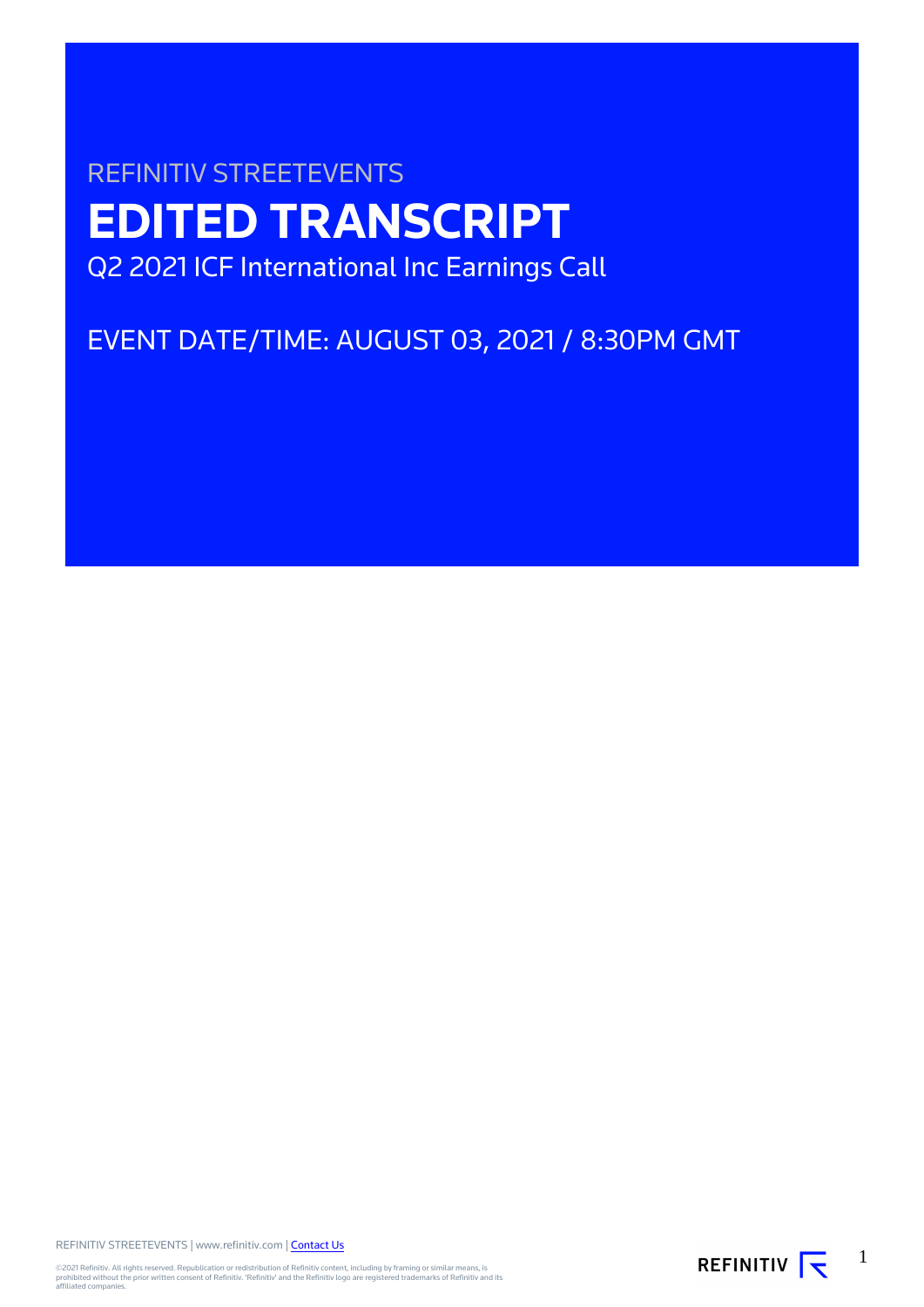REFINITIV STREETEVENTS

# EDITED TRANSCRIPT

Q2 2021 ICF International Inc Earnings Call

EVENT DATE/TIME: AUGUST 03, 2021 / 8:30PM GMT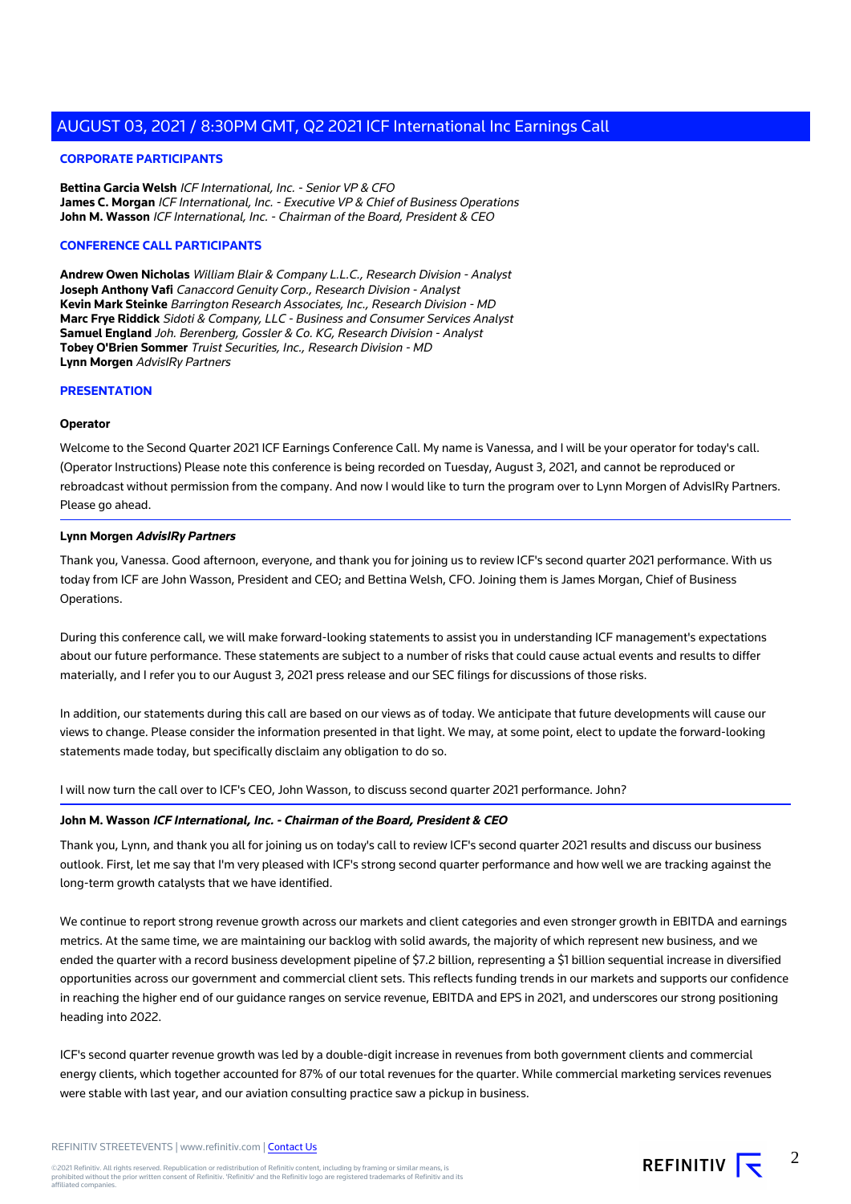## CORPORATE PARTICIPANTS

**Bettina Garcia Welsh** *ICF International, Inc. - Senior VP & CFO*
**James C. Morgan** *ICF International, Inc. - Executive VP & Chief of Business Operations*
**John M. Wasson** *ICF International, Inc. - Chairman of the Board, President & CEO*

## CONFERENCE CALL PARTICIPANTS

**Andrew Owen Nicholas** *William Blair & Company L.L.C., Research Division - Analyst*
**Joseph Anthony Vafi** *Canaccord Genuity Corp., Research Division - Analyst*
**Kevin Mark Steinke** *Barrington Research Associates, Inc., Research Division - MD*
**Marc Frye Riddick** *Sidoti & Company, LLC - Business and Consumer Services Analyst*
**Samuel England** *Joh. Berenberg, Gossler & Co. KG, Research Division - Analyst*
**Tobey O'Brien Sommer** *Truist Securities, Inc., Research Division - MD*
**Lynn Morgen** *AdvisIRy Partners*

## PRESENTATION

**Operator**

Welcome to the Second Quarter 2021 ICF Earnings Conference Call. My name is Vanessa, and I will be your operator for today's call. (Operator Instructions) Please note this conference is being recorded on Tuesday, August 3, 2021, and cannot be reproduced or rebroadcast without permission from the company. And now I would like to turn the program over to Lynn Morgen of AdvisIRy Partners. Please go ahead.

---

**Lynn Morgen** ***AdvisIRy Partners***

Thank you, Vanessa. Good afternoon, everyone, and thank you for joining us to review ICF's second quarter 2021 performance. With us today from ICF are John Wasson, President and CEO; and Bettina Welsh, CFO. Joining them is James Morgan, Chief of Business Operations.

During this conference call, we will make forward-looking statements to assist you in understanding ICF management's expectations about our future performance. These statements are subject to a number of risks that could cause actual events and results to differ materially, and I refer you to our August 3, 2021 press release and our SEC filings for discussions of those risks.

In addition, our statements during this call are based on our views as of today. We anticipate that future developments will cause our views to change. Please consider the information presented in that light. We may, at some point, elect to update the forward-looking statements made today, but specifically disclaim any obligation to do so.

I will now turn the call over to ICF's CEO, John Wasson, to discuss second quarter 2021 performance. John?

---

**John M. Wasson** ***ICF International, Inc. - Chairman of the Board, President & CEO***

Thank you, Lynn, and thank you all for joining us on today's call to review ICF's second quarter 2021 results and discuss our business outlook. First, let me say that I'm very pleased with ICF's strong second quarter performance and how well we are tracking against the long-term growth catalysts that we have identified.

We continue to report strong revenue growth across our markets and client categories and even stronger growth in EBITDA and earnings metrics. At the same time, we are maintaining our backlog with solid awards, the majority of which represent new business, and we ended the quarter with a record business development pipeline of $7.2 billion, representing a $1 billion sequential increase in diversified opportunities across our government and commercial client sets. This reflects funding trends in our markets and supports our confidence in reaching the higher end of our guidance ranges on service revenue, EBITDA and EPS in 2021, and underscores our strong positioning heading into 2022.

ICF's second quarter revenue growth was led by a double-digit increase in revenues from both government clients and commercial energy clients, which together accounted for 87% of our total revenues for the quarter. While commercial marketing services revenues were stable with last year, and our aviation consulting practice saw a pickup in business.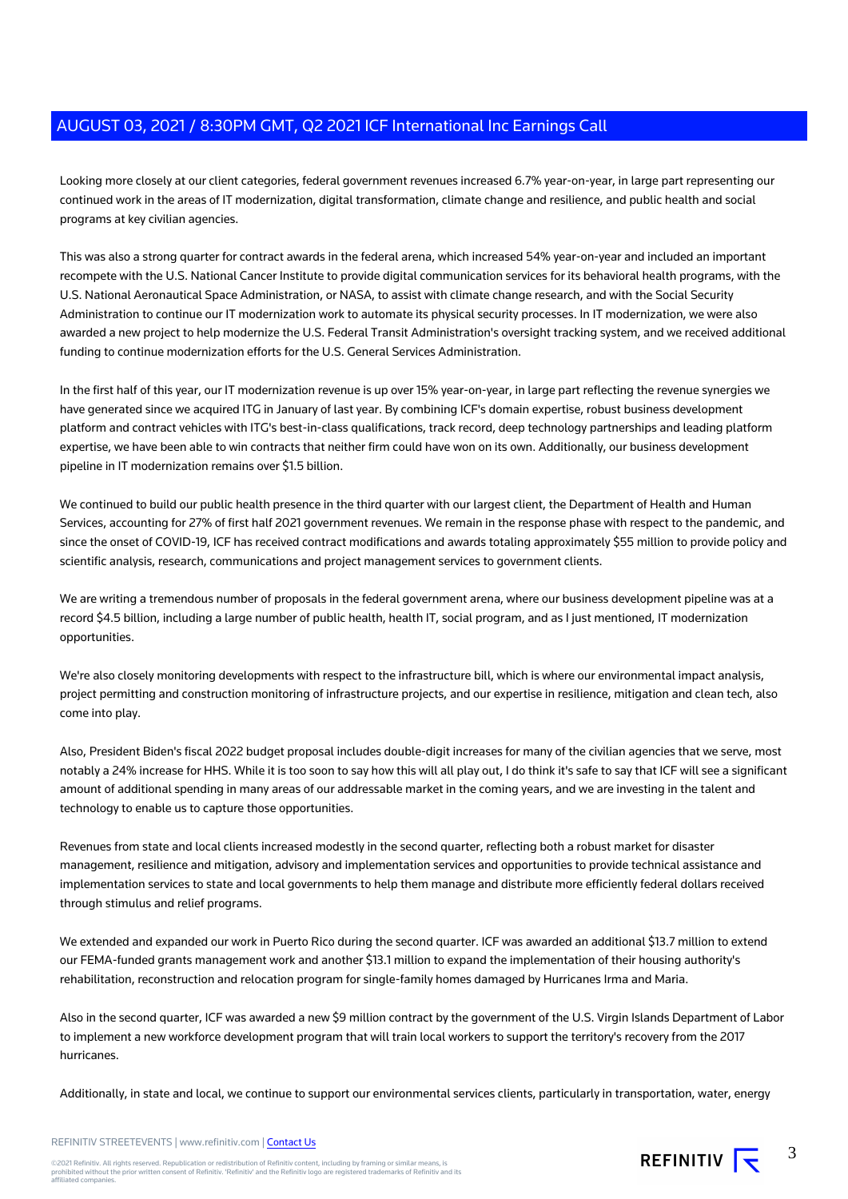Looking more closely at our client categories, federal government revenues increased 6.7% year-on-year, in large part representing our continued work in the areas of IT modernization, digital transformation, climate change and resilience, and public health and social programs at key civilian agencies.

This was also a strong quarter for contract awards in the federal arena, which increased 54% year-on-year and included an important recompete with the U.S. National Cancer Institute to provide digital communication services for its behavioral health programs, with the U.S. National Aeronautical Space Administration, or NASA, to assist with climate change research, and with the Social Security Administration to continue our IT modernization work to automate its physical security processes. In IT modernization, we were also awarded a new project to help modernize the U.S. Federal Transit Administration's oversight tracking system, and we received additional funding to continue modernization efforts for the U.S. General Services Administration.

In the first half of this year, our IT modernization revenue is up over 15% year-on-year, in large part reflecting the revenue synergies we have generated since we acquired ITG in January of last year. By combining ICF's domain expertise, robust business development platform and contract vehicles with ITG's best-in-class qualifications, track record, deep technology partnerships and leading platform expertise, we have been able to win contracts that neither firm could have won on its own. Additionally, our business development pipeline in IT modernization remains over $1.5 billion.

We continued to build our public health presence in the third quarter with our largest client, the Department of Health and Human Services, accounting for 27% of first half 2021 government revenues. We remain in the response phase with respect to the pandemic, and since the onset of COVID-19, ICF has received contract modifications and awards totaling approximately $55 million to provide policy and scientific analysis, research, communications and project management services to government clients.

We are writing a tremendous number of proposals in the federal government arena, where our business development pipeline was at a record $4.5 billion, including a large number of public health, health IT, social program, and as I just mentioned, IT modernization opportunities.

We're also closely monitoring developments with respect to the infrastructure bill, which is where our environmental impact analysis, project permitting and construction monitoring of infrastructure projects, and our expertise in resilience, mitigation and clean tech, also come into play.

Also, President Biden's fiscal 2022 budget proposal includes double-digit increases for many of the civilian agencies that we serve, most notably a 24% increase for HHS. While it is too soon to say how this will all play out, I do think it's safe to say that ICF will see a significant amount of additional spending in many areas of our addressable market in the coming years, and we are investing in the talent and technology to enable us to capture those opportunities.

Revenues from state and local clients increased modestly in the second quarter, reflecting both a robust market for disaster management, resilience and mitigation, advisory and implementation services and opportunities to provide technical assistance and implementation services to state and local governments to help them manage and distribute more efficiently federal dollars received through stimulus and relief programs.

We extended and expanded our work in Puerto Rico during the second quarter. ICF was awarded an additional $13.7 million to extend our FEMA-funded grants management work and another $13.1 million to expand the implementation of their housing authority's rehabilitation, reconstruction and relocation program for single-family homes damaged by Hurricanes Irma and Maria.

Also in the second quarter, ICF was awarded a new $9 million contract by the government of the U.S. Virgin Islands Department of Labor to implement a new workforce development program that will train local workers to support the territory's recovery from the 2017 hurricanes.

Additionally, in state and local, we continue to support our environmental services clients, particularly in transportation, water, energy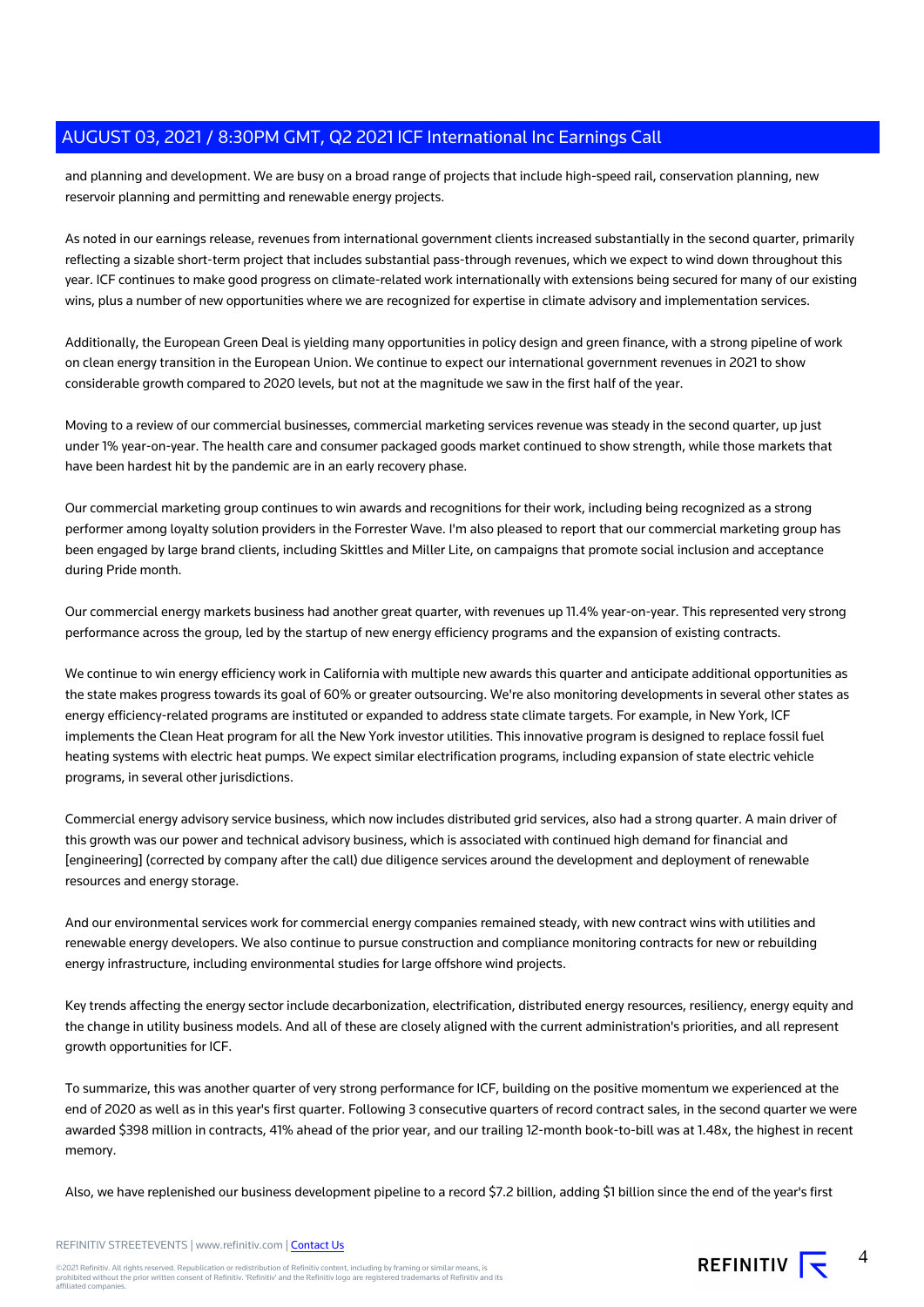and planning and development. We are busy on a broad range of projects that include high-speed rail, conservation planning, new reservoir planning and permitting and renewable energy projects.

As noted in our earnings release, revenues from international government clients increased substantially in the second quarter, primarily reflecting a sizable short-term project that includes substantial pass-through revenues, which we expect to wind down throughout this year. ICF continues to make good progress on climate-related work internationally with extensions being secured for many of our existing wins, plus a number of new opportunities where we are recognized for expertise in climate advisory and implementation services.

Additionally, the European Green Deal is yielding many opportunities in policy design and green finance, with a strong pipeline of work on clean energy transition in the European Union. We continue to expect our international government revenues in 2021 to show considerable growth compared to 2020 levels, but not at the magnitude we saw in the first half of the year.

Moving to a review of our commercial businesses, commercial marketing services revenue was steady in the second quarter, up just under 1% year-on-year. The health care and consumer packaged goods market continued to show strength, while those markets that have been hardest hit by the pandemic are in an early recovery phase.

Our commercial marketing group continues to win awards and recognitions for their work, including being recognized as a strong performer among loyalty solution providers in the Forrester Wave. I'm also pleased to report that our commercial marketing group has been engaged by large brand clients, including Skittles and Miller Lite, on campaigns that promote social inclusion and acceptance during Pride month.

Our commercial energy markets business had another great quarter, with revenues up 11.4% year-on-year. This represented very strong performance across the group, led by the startup of new energy efficiency programs and the expansion of existing contracts.

We continue to win energy efficiency work in California with multiple new awards this quarter and anticipate additional opportunities as the state makes progress towards its goal of 60% or greater outsourcing. We're also monitoring developments in several other states as energy efficiency-related programs are instituted or expanded to address state climate targets. For example, in New York, ICF implements the Clean Heat program for all the New York investor utilities. This innovative program is designed to replace fossil fuel heating systems with electric heat pumps. We expect similar electrification programs, including expansion of state electric vehicle programs, in several other jurisdictions.

Commercial energy advisory service business, which now includes distributed grid services, also had a strong quarter. A main driver of this growth was our power and technical advisory business, which is associated with continued high demand for financial and [engineering] (corrected by company after the call) due diligence services around the development and deployment of renewable resources and energy storage.

And our environmental services work for commercial energy companies remained steady, with new contract wins with utilities and renewable energy developers. We also continue to pursue construction and compliance monitoring contracts for new or rebuilding energy infrastructure, including environmental studies for large offshore wind projects.

Key trends affecting the energy sector include decarbonization, electrification, distributed energy resources, resiliency, energy equity and the change in utility business models. And all of these are closely aligned with the current administration's priorities, and all represent growth opportunities for ICF.

To summarize, this was another quarter of very strong performance for ICF, building on the positive momentum we experienced at the end of 2020 as well as in this year's first quarter. Following 3 consecutive quarters of record contract sales, in the second quarter we were awarded $398 million in contracts, 41% ahead of the prior year, and our trailing 12-month book-to-bill was at 1.48x, the highest in recent memory.

Also, we have replenished our business development pipeline to a record $7.2 billion, adding $1 billion since the end of the year's first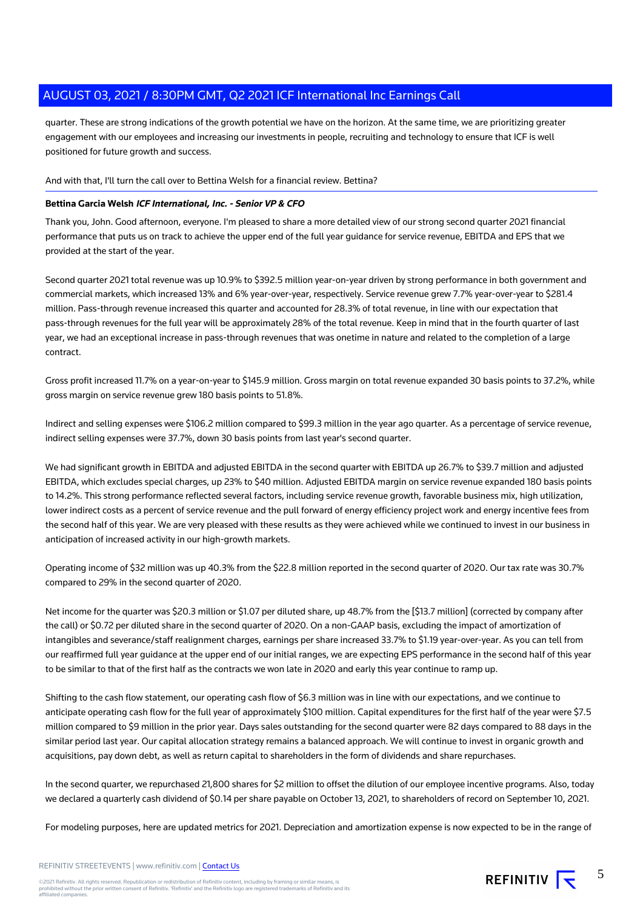quarter. These are strong indications of the growth potential we have on the horizon. At the same time, we are prioritizing greater engagement with our employees and increasing our investments in people, recruiting and technology to ensure that ICF is well positioned for future growth and success.

And with that, I'll turn the call over to Bettina Welsh for a financial review. Bettina?

**Bettina Garcia Welsh** ***ICF International, Inc. - Senior VP & CFO***

Thank you, John. Good afternoon, everyone. I'm pleased to share a more detailed view of our strong second quarter 2021 financial performance that puts us on track to achieve the upper end of the full year guidance for service revenue, EBITDA and EPS that we provided at the start of the year.

Second quarter 2021 total revenue was up 10.9% to $392.5 million year-on-year driven by strong performance in both government and commercial markets, which increased 13% and 6% year-over-year, respectively. Service revenue grew 7.7% year-over-year to $281.4 million. Pass-through revenue increased this quarter and accounted for 28.3% of total revenue, in line with our expectation that pass-through revenues for the full year will be approximately 28% of the total revenue. Keep in mind that in the fourth quarter of last year, we had an exceptional increase in pass-through revenues that was onetime in nature and related to the completion of a large contract.

Gross profit increased 11.7% on a year-on-year to $145.9 million. Gross margin on total revenue expanded 30 basis points to 37.2%, while gross margin on service revenue grew 180 basis points to 51.8%.

Indirect and selling expenses were $106.2 million compared to $99.3 million in the year ago quarter. As a percentage of service revenue, indirect selling expenses were 37.7%, down 30 basis points from last year's second quarter.

We had significant growth in EBITDA and adjusted EBITDA in the second quarter with EBITDA up 26.7% to $39.7 million and adjusted EBITDA, which excludes special charges, up 23% to $40 million. Adjusted EBITDA margin on service revenue expanded 180 basis points to 14.2%. This strong performance reflected several factors, including service revenue growth, favorable business mix, high utilization, lower indirect costs as a percent of service revenue and the pull forward of energy efficiency project work and energy incentive fees from the second half of this year. We are very pleased with these results as they were achieved while we continued to invest in our business in anticipation of increased activity in our high-growth markets.

Operating income of $32 million was up 40.3% from the $22.8 million reported in the second quarter of 2020. Our tax rate was 30.7% compared to 29% in the second quarter of 2020.

Net income for the quarter was $20.3 million or $1.07 per diluted share, up 48.7% from the [$13.7 million] (corrected by company after the call) or $0.72 per diluted share in the second quarter of 2020. On a non-GAAP basis, excluding the impact of amortization of intangibles and severance/staff realignment charges, earnings per share increased 33.7% to $1.19 year-over-year. As you can tell from our reaffirmed full year guidance at the upper end of our initial ranges, we are expecting EPS performance in the second half of this year to be similar to that of the first half as the contracts we won late in 2020 and early this year continue to ramp up.

Shifting to the cash flow statement, our operating cash flow of $6.3 million was in line with our expectations, and we continue to anticipate operating cash flow for the full year of approximately $100 million. Capital expenditures for the first half of the year were $7.5 million compared to $9 million in the prior year. Days sales outstanding for the second quarter were 82 days compared to 88 days in the similar period last year. Our capital allocation strategy remains a balanced approach. We will continue to invest in organic growth and acquisitions, pay down debt, as well as return capital to shareholders in the form of dividends and share repurchases.

In the second quarter, we repurchased 21,800 shares for $2 million to offset the dilution of our employee incentive programs. Also, today we declared a quarterly cash dividend of $0.14 per share payable on October 13, 2021, to shareholders of record on September 10, 2021.

For modeling purposes, here are updated metrics for 2021. Depreciation and amortization expense is now expected to be in the range of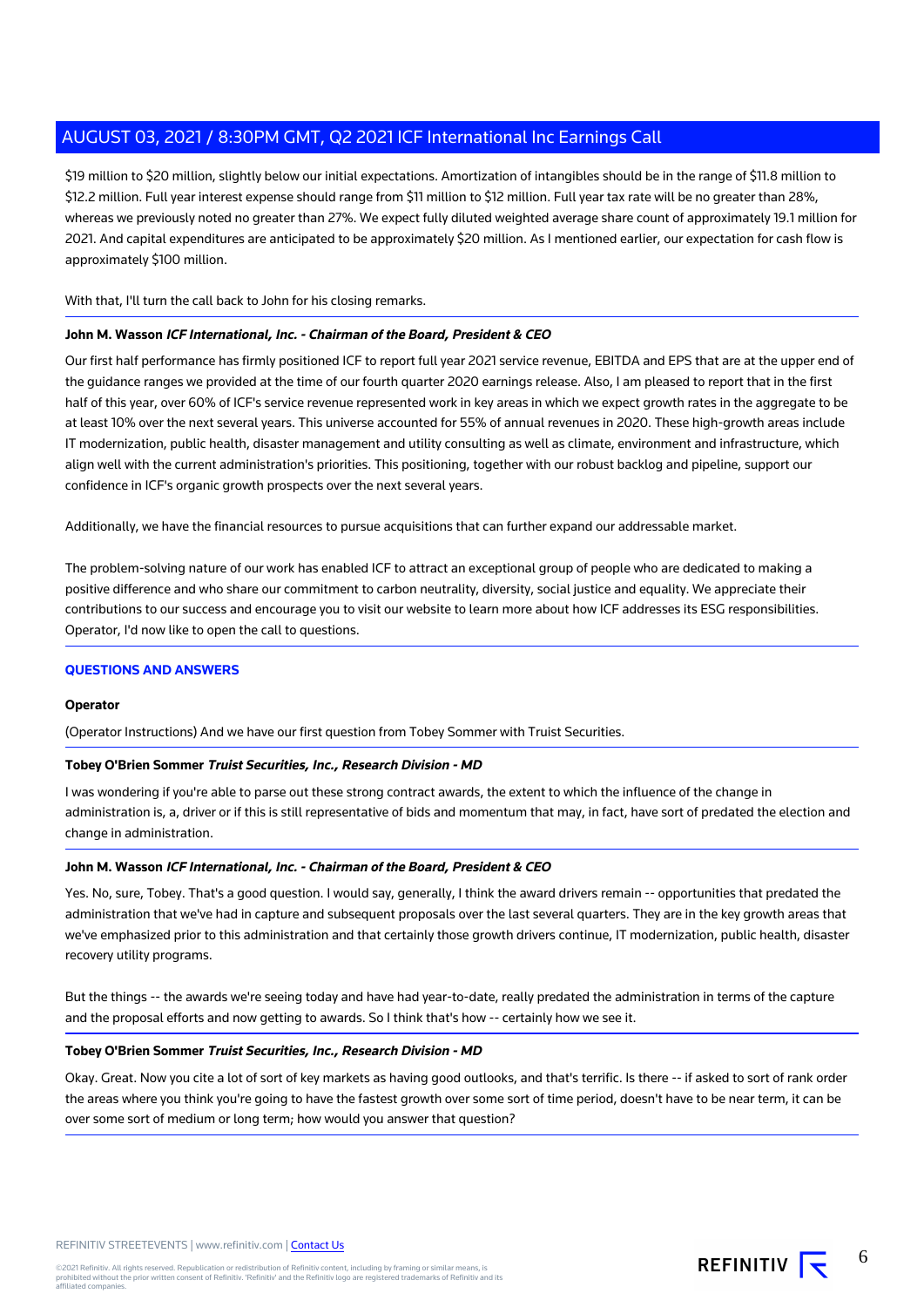$19 million to $20 million, slightly below our initial expectations. Amortization of intangibles should be in the range of $11.8 million to $12.2 million. Full year interest expense should range from $11 million to $12 million. Full year tax rate will be no greater than 28%, whereas we previously noted no greater than 27%. We expect fully diluted weighted average share count of approximately 19.1 million for 2021. And capital expenditures are anticipated to be approximately $20 million. As I mentioned earlier, our expectation for cash flow is approximately $100 million.

With that, I'll turn the call back to John for his closing remarks.

**John M. Wasson** ***ICF International, Inc. - Chairman of the Board, President & CEO***

Our first half performance has firmly positioned ICF to report full year 2021 service revenue, EBITDA and EPS that are at the upper end of the guidance ranges we provided at the time of our fourth quarter 2020 earnings release. Also, I am pleased to report that in the first half of this year, over 60% of ICF's service revenue represented work in key areas in which we expect growth rates in the aggregate to be at least 10% over the next several years. This universe accounted for 55% of annual revenues in 2020. These high-growth areas include IT modernization, public health, disaster management and utility consulting as well as climate, environment and infrastructure, which align well with the current administration's priorities. This positioning, together with our robust backlog and pipeline, support our confidence in ICF's organic growth prospects over the next several years.

Additionally, we have the financial resources to pursue acquisitions that can further expand our addressable market.

The problem-solving nature of our work has enabled ICF to attract an exceptional group of people who are dedicated to making a positive difference and who share our commitment to carbon neutrality, diversity, social justice and equality. We appreciate their contributions to our success and encourage you to visit our website to learn more about how ICF addresses its ESG responsibilities. Operator, I'd now like to open the call to questions.

## QUESTIONS AND ANSWERS

**Operator**

(Operator Instructions) And we have our first question from Tobey Sommer with Truist Securities.

**Tobey O'Brien Sommer** ***Truist Securities, Inc., Research Division - MD***

I was wondering if you're able to parse out these strong contract awards, the extent to which the influence of the change in administration is, a, a driver or if this is still representative of bids and momentum that may, in fact, have sort of predated the election and change in administration.

**John M. Wasson** ***ICF International, Inc. - Chairman of the Board, President & CEO***

Yes. No, sure, Tobey. That's a good question. I would say, generally, I think the award drivers remain -- opportunities that predated the administration that we've had in capture and subsequent proposals over the last several quarters. They are in the key growth areas that we've emphasized prior to this administration and that certainly those growth drivers continue, IT modernization, public health, disaster recovery utility programs.

But the things -- the awards we're seeing today and have had year-to-date, really predated the administration in terms of the capture and the proposal efforts and now getting to awards. So I think that's how -- certainly how we see it.

**Tobey O'Brien Sommer** ***Truist Securities, Inc., Research Division - MD***

Okay. Great. Now you cite a lot of sort of key markets as having good outlooks, and that's terrific. Is there -- if asked to sort of rank order the areas where you think you're going to have the fastest growth over some sort of time period, doesn't have to be near term, it can be over some sort of medium or long term; how would you answer that question?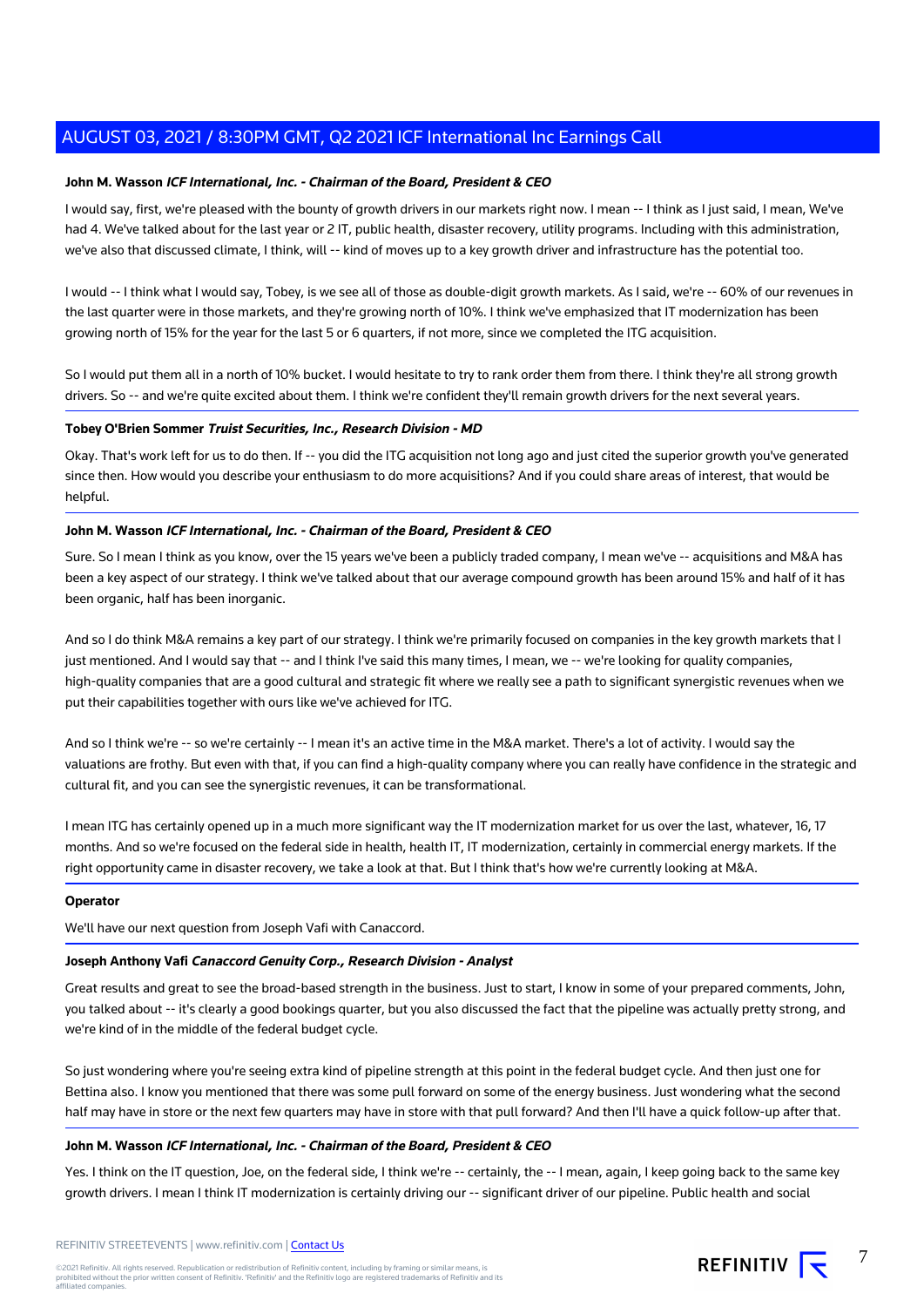**John M. Wasson** ***ICF International, Inc. - Chairman of the Board, President & CEO***

I would say, first, we're pleased with the bounty of growth drivers in our markets right now. I mean -- I think as I just said, I mean, We've had 4. We've talked about for the last year or 2 IT, public health, disaster recovery, utility programs. Including with this administration, we've also that discussed climate, I think, will -- kind of moves up to a key growth driver and infrastructure has the potential too.

I would -- I think what I would say, Tobey, is we see all of those as double-digit growth markets. As I said, we're -- 60% of our revenues in the last quarter were in those markets, and they're growing north of 10%. I think we've emphasized that IT modernization has been growing north of 15% for the year for the last 5 or 6 quarters, if not more, since we completed the ITG acquisition.

So I would put them all in a north of 10% bucket. I would hesitate to try to rank order them from there. I think they're all strong growth drivers. So -- and we're quite excited about them. I think we're confident they'll remain growth drivers for the next several years.

**Tobey O'Brien Sommer** ***Truist Securities, Inc., Research Division - MD***

Okay. That's work left for us to do then. If -- you did the ITG acquisition not long ago and just cited the superior growth you've generated since then. How would you describe your enthusiasm to do more acquisitions? And if you could share areas of interest, that would be helpful.

**John M. Wasson** ***ICF International, Inc. - Chairman of the Board, President & CEO***

Sure. So I mean I think as you know, over the 15 years we've been a publicly traded company, I mean we've -- acquisitions and M&A has been a key aspect of our strategy. I think we've talked about that our average compound growth has been around 15% and half of it has been organic, half has been inorganic.

And so I do think M&A remains a key part of our strategy. I think we're primarily focused on companies in the key growth markets that I just mentioned. And I would say that -- and I think I've said this many times, I mean, we -- we're looking for quality companies, high-quality companies that are a good cultural and strategic fit where we really see a path to significant synergistic revenues when we put their capabilities together with ours like we've achieved for ITG.

And so I think we're -- so we're certainly -- I mean it's an active time in the M&A market. There's a lot of activity. I would say the valuations are frothy. But even with that, if you can find a high-quality company where you can really have confidence in the strategic and cultural fit, and you can see the synergistic revenues, it can be transformational.

I mean ITG has certainly opened up in a much more significant way the IT modernization market for us over the last, whatever, 16, 17 months. And so we're focused on the federal side in health, health IT, IT modernization, certainly in commercial energy markets. If the right opportunity came in disaster recovery, we take a look at that. But I think that's how we're currently looking at M&A.

**Operator**

We'll have our next question from Joseph Vafi with Canaccord.

**Joseph Anthony Vafi** ***Canaccord Genuity Corp., Research Division - Analyst***

Great results and great to see the broad-based strength in the business. Just to start, I know in some of your prepared comments, John, you talked about -- it's clearly a good bookings quarter, but you also discussed the fact that the pipeline was actually pretty strong, and we're kind of in the middle of the federal budget cycle.

So just wondering where you're seeing extra kind of pipeline strength at this point in the federal budget cycle. And then just one for Bettina also. I know you mentioned that there was some pull forward on some of the energy business. Just wondering what the second half may have in store or the next few quarters may have in store with that pull forward? And then I'll have a quick follow-up after that.

**John M. Wasson** ***ICF International, Inc. - Chairman of the Board, President & CEO***

Yes. I think on the IT question, Joe, on the federal side, I think we're -- certainly, the -- I mean, again, I keep going back to the same key growth drivers. I mean I think IT modernization is certainly driving our -- significant driver of our pipeline. Public health and social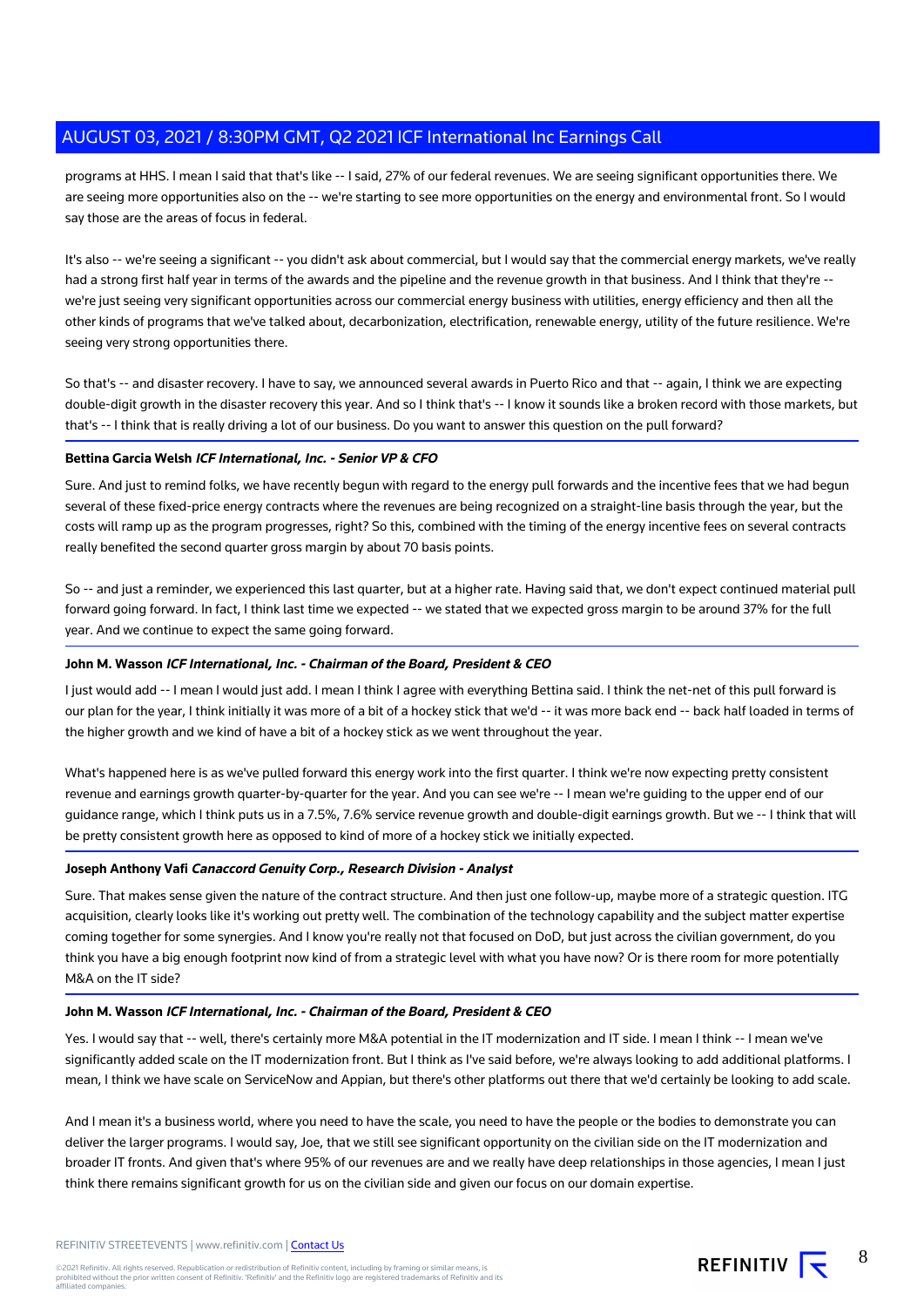programs at HHS. I mean I said that that's like -- I said, 27% of our federal revenues. We are seeing significant opportunities there. We are seeing more opportunities also on the -- we're starting to see more opportunities on the energy and environmental front. So I would say those are the areas of focus in federal.

It's also -- we're seeing a significant -- you didn't ask about commercial, but I would say that the commercial energy markets, we've really had a strong first half year in terms of the awards and the pipeline and the revenue growth in that business. And I think that they're -- we're just seeing very significant opportunities across our commercial energy business with utilities, energy efficiency and then all the other kinds of programs that we've talked about, decarbonization, electrification, renewable energy, utility of the future resilience. We're seeing very strong opportunities there.

So that's -- and disaster recovery. I have to say, we announced several awards in Puerto Rico and that -- again, I think we are expecting double-digit growth in the disaster recovery this year. And so I think that's -- I know it sounds like a broken record with those markets, but that's -- I think that is really driving a lot of our business. Do you want to answer this question on the pull forward?

**Bettina Garcia Welsh** ***ICF International, Inc. - Senior VP & CFO***

Sure. And just to remind folks, we have recently begun with regard to the energy pull forwards and the incentive fees that we had begun several of these fixed-price energy contracts where the revenues are being recognized on a straight-line basis through the year, but the costs will ramp up as the program progresses, right? So this, combined with the timing of the energy incentive fees on several contracts really benefited the second quarter gross margin by about 70 basis points.

So -- and just a reminder, we experienced this last quarter, but at a higher rate. Having said that, we don't expect continued material pull forward going forward. In fact, I think last time we expected -- we stated that we expected gross margin to be around 37% for the full year. And we continue to expect the same going forward.

**John M. Wasson** ***ICF International, Inc. - Chairman of the Board, President & CEO***

I just would add -- I mean I would just add. I mean I think I agree with everything Bettina said. I think the net-net of this pull forward is our plan for the year, I think initially it was more of a bit of a hockey stick that we'd -- it was more back end -- back half loaded in terms of the higher growth and we kind of have a bit of a hockey stick as we went throughout the year.

What's happened here is as we've pulled forward this energy work into the first quarter. I think we're now expecting pretty consistent revenue and earnings growth quarter-by-quarter for the year. And you can see we're -- I mean we're guiding to the upper end of our guidance range, which I think puts us in a 7.5%, 7.6% service revenue growth and double-digit earnings growth. But we -- I think that will be pretty consistent growth here as opposed to kind of of more of a hockey stick we initially expected.

**Joseph Anthony Vafi** ***Canaccord Genuity Corp., Research Division - Analyst***

Sure. That makes sense given the nature of the contract structure. And then just one follow-up, maybe more of a strategic question. ITG acquisition, clearly looks like it's working out pretty well. The combination of the technology capability and the subject matter expertise coming together for some synergies. And I know you're really not that focused on DoD, but just across the civilian government, do you think you have a big enough footprint now kind of from a strategic level with what you have now? Or is there room for more potentially M&A on the IT side?

**John M. Wasson** ***ICF International, Inc. - Chairman of the Board, President & CEO***

Yes. I would say that -- well, there's certainly more M&A potential in the IT modernization and IT side. I mean I think -- I mean we've significantly added scale on the IT modernization front. But I think as I've said before, we're always looking to add additional platforms. I mean, I think we have scale on ServiceNow and Appian, but there's other platforms out there that we'd certainly be looking to add scale.

And I mean it's a business world, where you need to have the scale, you need to have the people or the bodies to demonstrate you can deliver the larger programs. I would say, Joe, that we still see significant opportunity on the civilian side on the IT modernization and broader IT fronts. And given that's where 95% of our revenues are and we really have deep relationships in those agencies, I mean I just think there remains significant growth for us on the civilian side and given our focus on our domain expertise.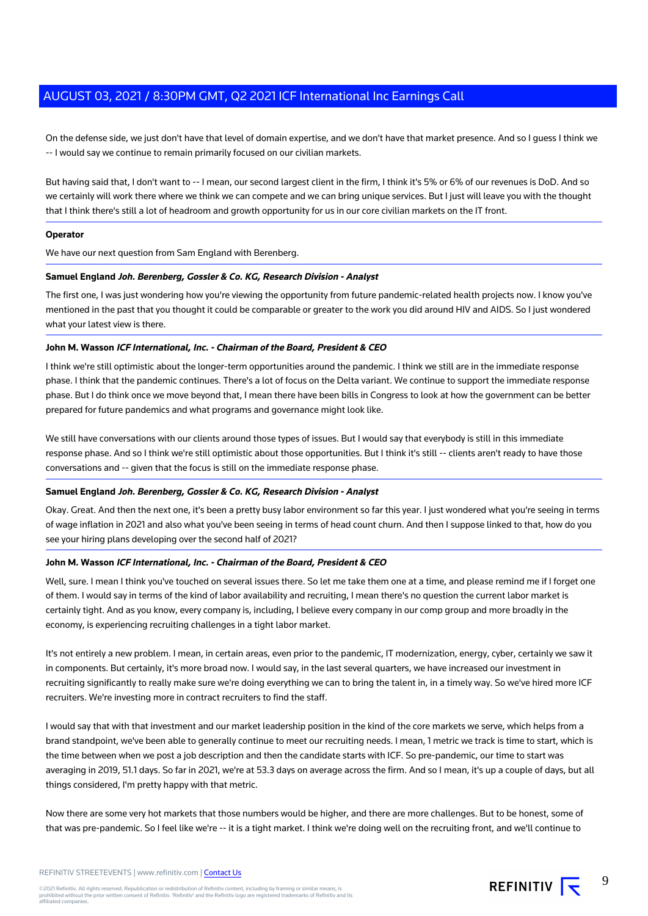On the defense side, we just don't have that level of domain expertise, and we don't have that market presence. And so I guess I think we -- I would say we continue to remain primarily focused on our civilian markets.

But having said that, I don't want to -- I mean, our second largest client in the firm, I think it's 5% or 6% of our revenues is DoD. And so we certainly will work there where we think we can compete and we can bring unique services. But I just will leave you with the thought that I think there's still a lot of headroom and growth opportunity for us in our core civilian markets on the IT front.

**Operator**

We have our next question from Sam England with Berenberg.

**Samuel England** ***Joh. Berenberg, Gossler & Co. KG, Research Division - Analyst***

The first one, I was just wondering how you're viewing the opportunity from future pandemic-related health projects now. I know you've mentioned in the past that you thought it could be comparable or greater to the work you did around HIV and AIDS. So I just wondered what your latest view is there.

**John M. Wasson** ***ICF International, Inc. - Chairman of the Board, President & CEO***

I think we're still optimistic about the longer-term opportunities around the pandemic. I think we still are in the immediate response phase. I think that the pandemic continues. There's a lot of focus on the Delta variant. We continue to support the immediate response phase. But I do think once we move beyond that, I mean there have been bills in Congress to look at how the government can be better prepared for future pandemics and what programs and governance might look like.

We still have conversations with our clients around those types of issues. But I would say that everybody is still in this immediate response phase. And so I think we're still optimistic about those opportunities. But I think it's still -- clients aren't ready to have those conversations and -- given that the focus is still on the immediate response phase.

**Samuel England** ***Joh. Berenberg, Gossler & Co. KG, Research Division - Analyst***

Okay. Great. And then the next one, it's been a pretty busy labor environment so far this year. I just wondered what you're seeing in terms of wage inflation in 2021 and also what you've been seeing in terms of head count churn. And then I suppose linked to that, how do you see your hiring plans developing over the second half of 2021?

**John M. Wasson** ***ICF International, Inc. - Chairman of the Board, President & CEO***

Well, sure. I mean I think you've touched on several issues there. So let me take them one at a time, and please remind me if I forget one of them. I would say in terms of the kind of labor availability and recruiting, I mean there's no question the current labor market is certainly tight. And as you know, every company is, including, I believe every company in our comp group and more broadly in the economy, is experiencing recruiting challenges in a tight labor market.

It's not entirely a new problem. I mean, in certain areas, even prior to the pandemic, IT modernization, energy, cyber, certainly we saw it in components. But certainly, it's more broad now. I would say, in the last several quarters, we have increased our investment in recruiting significantly to really make sure we're doing everything we can to bring the talent in, in a timely way. So we've hired more ICF recruiters. We're investing more in contract recruiters to find the staff.

I would say that with that investment and our market leadership position in the kind of the core markets we serve, which helps from a brand standpoint, we've been able to generally continue to meet our recruiting needs. I mean, 1 metric we track is time to start, which is the time between when we post a job description and then the candidate starts with ICF. So pre-pandemic, our time to start was averaging in 2019, 51.1 days. So far in 2021, we're at 53.3 days on average across the firm. And so I mean, it's up a couple of days, but all things considered, I'm pretty happy with that metric.

Now there are some very hot markets that those numbers would be higher, and there are more challenges. But to be honest, some of that was pre-pandemic. So I feel like we're -- it is a tight market. I think we're doing well on the recruiting front, and we'll continue to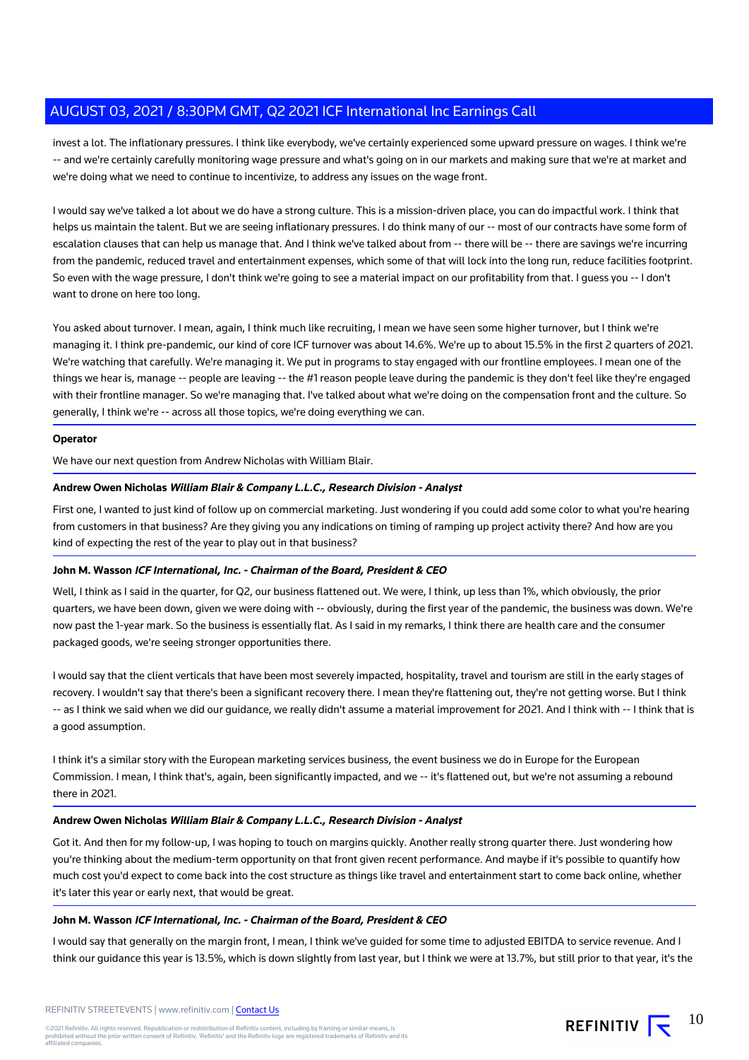invest a lot. The inflationary pressures. I think like everybody, we've certainly experienced some upward pressure on wages. I think we're -- and we're certainly carefully monitoring wage pressure and what's going on in our markets and making sure that we're at market and we're doing what we need to continue to incentivize, to address any issues on the wage front.

I would say we've talked a lot about we do have a strong culture. This is a mission-driven place, you can do impactful work. I think that helps us maintain the talent. But we are seeing inflationary pressures. I do think many of our -- most of our contracts have some form of escalation clauses that can help us manage that. And I think we've talked about from -- there will be -- there are savings we're incurring from the pandemic, reduced travel and entertainment expenses, which some of that will lock into the long run, reduce facilities footprint. So even with the wage pressure, I don't think we're going to see a material impact on our profitability from that. I guess you -- I don't want to drone on here too long.

You asked about turnover. I mean, again, I think much like recruiting, I mean we have seen some higher turnover, but I think we're managing it. I think pre-pandemic, our kind of core ICF turnover was about 14.6%. We're up to about 15.5% in the first 2 quarters of 2021. We're watching that carefully. We're managing it. We put in programs to stay engaged with our frontline employees. I mean one of the things we hear is, manage -- people are leaving -- the #1 reason people leave during the pandemic is they don't feel like they're engaged with their frontline manager. So we're managing that. I've talked about what we're doing on the compensation front and the culture. So generally, I think we're -- across all those topics, we're doing everything we can.

**Operator**

We have our next question from Andrew Nicholas with William Blair.

**Andrew Owen Nicholas** ***William Blair & Company L.L.C., Research Division - Analyst***

First one, I wanted to just kind of follow up on commercial marketing. Just wondering if you could add some color to what you're hearing from customers in that business? Are they giving you any indications on timing of ramping up project activity there? And how are you kind of expecting the rest of the year to play out in that business?

**John M. Wasson** ***ICF International, Inc. - Chairman of the Board, President & CEO***

Well, I think as I said in the quarter, for Q2, our business flattened out. We were, I think, up less than 1%, which obviously, the prior quarters, we have been down, given we were doing with -- obviously, during the first year of the pandemic, the business was down. We're now past the 1-year mark. So the business is essentially flat. As I said in my remarks, I think there are health care and the consumer packaged goods, we're seeing stronger opportunities there.

I would say that the client verticals that have been most severely impacted, hospitality, travel and tourism are still in the early stages of recovery. I wouldn't say that there's been a significant recovery there. I mean they're flattening out, they're not getting worse. But I think -- as I think we said when we did our guidance, we really didn't assume a material improvement for 2021. And I think with -- I think that is a good assumption.

I think it's a similar story with the European marketing services business, the event business we do in Europe for the European Commission. I mean, I think that's, again, been significantly impacted, and we -- it's flattened out, but we're not assuming a rebound there in 2021.

**Andrew Owen Nicholas** ***William Blair & Company L.L.C., Research Division - Analyst***

Got it. And then for my follow-up, I was hoping to touch on margins quickly. Another really strong quarter there. Just wondering how you're thinking about the medium-term opportunity on that front given recent performance. And maybe if it's possible to quantify how much cost you'd expect to come back into the cost structure as things like travel and entertainment start to come back online, whether it's later this year or early next, that would be great.

**John M. Wasson** ***ICF International, Inc. - Chairman of the Board, President & CEO***

I would say that generally on the margin front, I mean, I think we've guided for some time to adjusted EBITDA to service revenue. And I think our guidance this year is 13.5%, which is down slightly from last year, but I think we were at 13.7%, but still prior to that year, it's the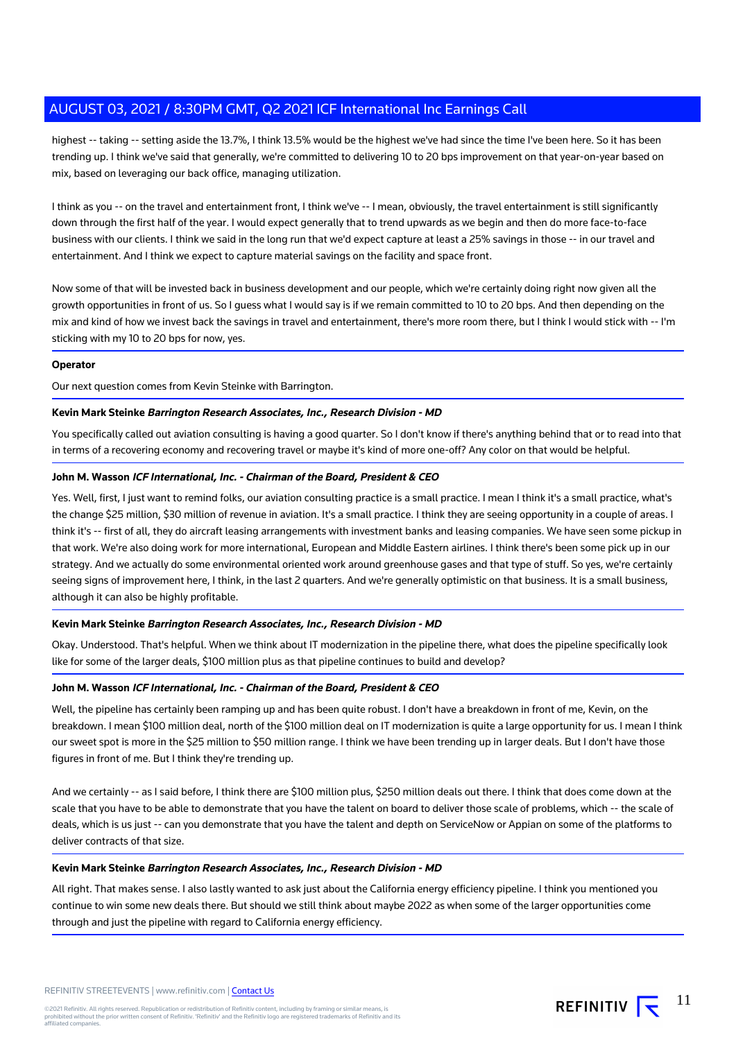highest -- taking -- setting aside the 13.7%, I think 13.5% would be the highest we've had since the time I've been here. So it has been trending up. I think we've said that generally, we're committed to delivering 10 to 20 bps improvement on that year-on-year based on mix, based on leveraging our back office, managing utilization.

I think as you -- on the travel and entertainment front, I think we've -- I mean, obviously, the travel entertainment is still significantly down through the first half of the year. I would expect generally that to trend upwards as we begin and then do more face-to-face business with our clients. I think we said in the long run that we'd expect capture at least a 25% savings in those -- in our travel and entertainment. And I think we expect to capture material savings on the facility and space front.

Now some of that will be invested back in business development and our people, which we're certainly doing right now given all the growth opportunities in front of us. So I guess what I would say is if we remain committed to 10 to 20 bps. And then depending on the mix and kind of how we invest back the savings in travel and entertainment, there's more room there, but I think I would stick with -- I'm sticking with my 10 to 20 bps for now, yes.

**Operator**

Our next question comes from Kevin Steinke with Barrington.

**Kevin Mark Steinke** ***Barrington Research Associates, Inc., Research Division - MD***

You specifically called out aviation consulting is having a good quarter. So I don't know if there's anything behind that or to read into that in terms of a recovering economy and recovering travel or maybe it's kind of more one-off? Any color on that would be helpful.

**John M. Wasson** ***ICF International, Inc. - Chairman of the Board, President & CEO***

Yes. Well, first, I just want to remind folks, our aviation consulting practice is a small practice. I mean I think it's a small practice, what's the change $25 million, $30 million of revenue in aviation. It's a small practice. I think they are seeing opportunity in a couple of areas. I think it's -- first of all, they do aircraft leasing arrangements with investment banks and leasing companies. We have seen some pickup in that work. We're also doing work for more international, European and Middle Eastern airlines. I think there's been some pick up in our strategy. And we actually do some environmental oriented work around greenhouse gases and that type of stuff. So yes, we're certainly seeing signs of improvement here, I think, in the last 2 quarters. And we're generally optimistic on that business. It is a small business, although it can also be highly profitable.

**Kevin Mark Steinke** ***Barrington Research Associates, Inc., Research Division - MD***

Okay. Understood. That's helpful. When we think about IT modernization in the pipeline there, what does the pipeline specifically look like for some of the larger deals, $100 million plus as that pipeline continues to build and develop?

**John M. Wasson** ***ICF International, Inc. - Chairman of the Board, President & CEO***

Well, the pipeline has certainly been ramping up and has been quite robust. I don't have a breakdown in front of me, Kevin, on the breakdown. I mean $100 million deal, north of the $100 million deal on IT modernization is quite a large opportunity for us. I mean I think our sweet spot is more in the $25 million to $50 million range. I think we have been trending up in larger deals. But I don't have those figures in front of me. But I think they're trending up.

And we certainly -- as I said before, I think there are $100 million plus, $250 million deals out there. I think that does come down at the scale that you have to be able to demonstrate that you have the talent on board to deliver those scale of problems, which -- the scale of deals, which is us just -- can you demonstrate that you have the talent and depth on ServiceNow or Appian on some of the platforms to deliver contracts of that size.

**Kevin Mark Steinke** ***Barrington Research Associates, Inc., Research Division - MD***

All right. That makes sense. I also lastly wanted to ask just about the California energy efficiency pipeline. I think you mentioned you continue to win some new deals there. But should we still think about maybe 2022 as when some of the larger opportunities come through and just the pipeline with regard to California energy efficiency.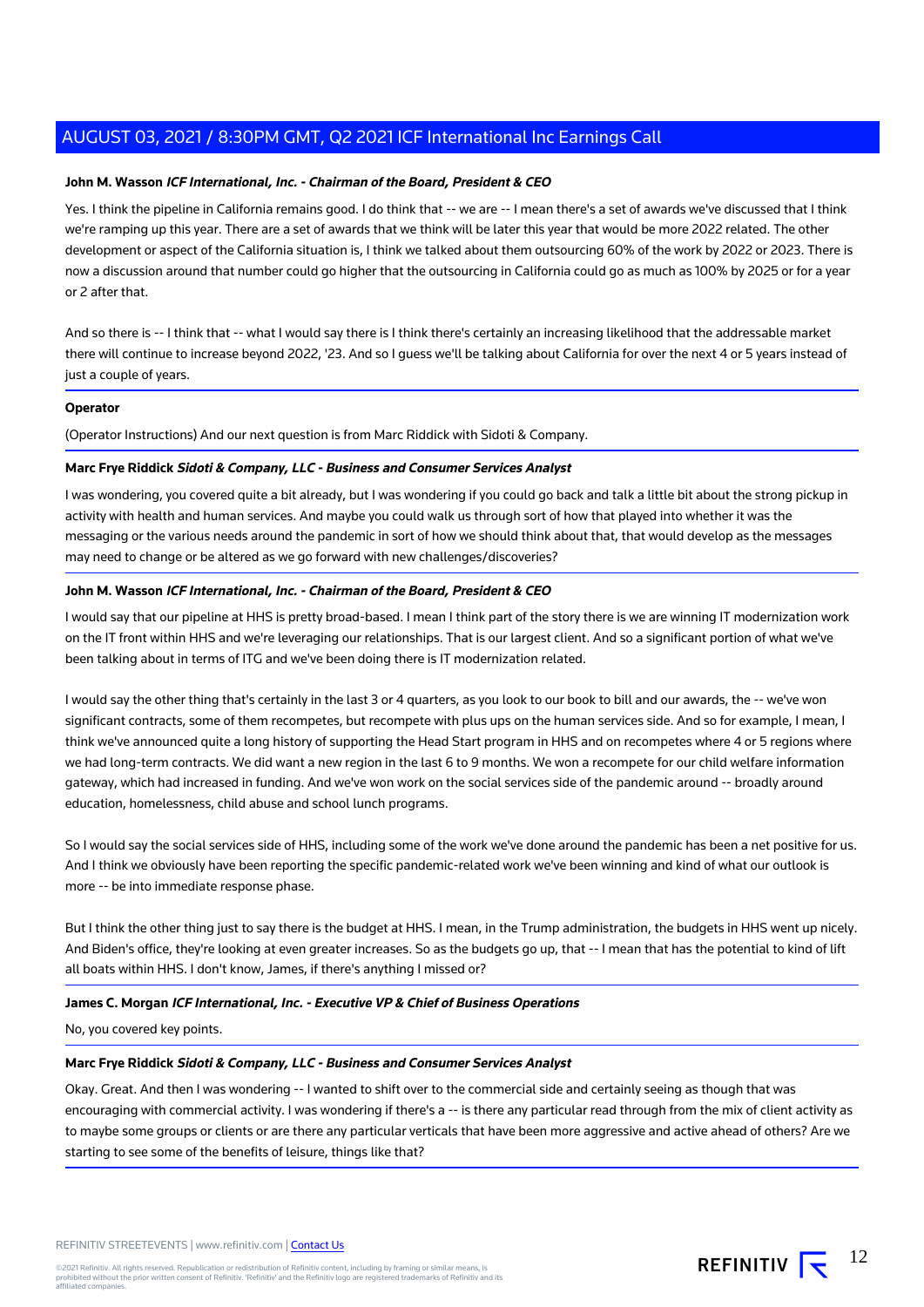**John M. Wasson** ***ICF International, Inc. - Chairman of the Board, President & CEO***

Yes. I think the pipeline in California remains good. I do think that -- we are -- I mean there's a set of awards we've discussed that I think we're ramping up this year. There are a set of awards that we think will be later this year that would be more 2022 related. The other development or aspect of the California situation is, I think we talked about them outsourcing 60% of the work by 2022 or 2023. There is now a discussion around that number could go higher that the outsourcing in California could go as much as 100% by 2025 or for a year or 2 after that.

And so there is -- I think that -- what I would say there is I think there's certainly an increasing likelihood that the addressable market there will continue to increase beyond 2022, '23. And so I guess we'll be talking about California for over the next 4 or 5 years instead of just a couple of years.

**Operator**

(Operator Instructions) And our next question is from Marc Riddick with Sidoti & Company.

**Marc Frye Riddick** ***Sidoti & Company, LLC - Business and Consumer Services Analyst***

I was wondering, you covered quite a bit already, but I was wondering if you could go back and talk a little bit about the strong pickup in activity with health and human services. And maybe you could walk us through sort of how that played into whether it was the messaging or the various needs around the pandemic in sort of how we should think about that, that would develop as the messages may need to change or be altered as we go forward with new challenges/discoveries?

**John M. Wasson** ***ICF International, Inc. - Chairman of the Board, President & CEO***

I would say that our pipeline at HHS is pretty broad-based. I mean I think part of the story there is we are winning IT modernization work on the IT front within HHS and we're leveraging our relationships. That is our largest client. And so a significant portion of what we've been talking about in terms of ITG and we've been doing there is IT modernization related.

I would say the other thing that's certainly in the last 3 or 4 quarters, as you look to our book to bill and our awards, the -- we've won significant contracts, some of them recompetes, but recompete with plus ups on the human services side. And so for example, I mean, I think we've announced quite a long history of supporting the Head Start program in HHS and on recompetes where 4 or 5 regions where we had long-term contracts. We did want a new region in the last 6 to 9 months. We won a recompete for our child welfare information gateway, which had increased in funding. And we've won work on the social services side of the pandemic around -- broadly around education, homelessness, child abuse and school lunch programs.

So I would say the social services side of HHS, including some of the work we've done around the pandemic has been a net positive for us. And I think we obviously have been reporting the specific pandemic-related work we've been winning and kind of what our outlook is more -- be into immediate response phase.

But I think the other thing just to say there is the budget at HHS. I mean, in the Trump administration, the budgets in HHS went up nicely. And Biden's office, they're looking at even greater increases. So as the budgets go up, that -- I mean that has the potential to kind of lift all boats within HHS. I don't know, James, if there's anything I missed or?

**James C. Morgan** ***ICF International, Inc. - Executive VP & Chief of Business Operations***

No, you covered key points.

**Marc Frye Riddick** ***Sidoti & Company, LLC - Business and Consumer Services Analyst***

Okay. Great. And then I was wondering -- I wanted to shift over to the commercial side and certainly seeing as though that was encouraging with commercial activity. I was wondering if there's a -- is there any particular read through from the mix of client activity as to maybe some groups or clients or are there any particular verticals that have been more aggressive and active ahead of others? Are we starting to see some of the benefits of leisure, things like that?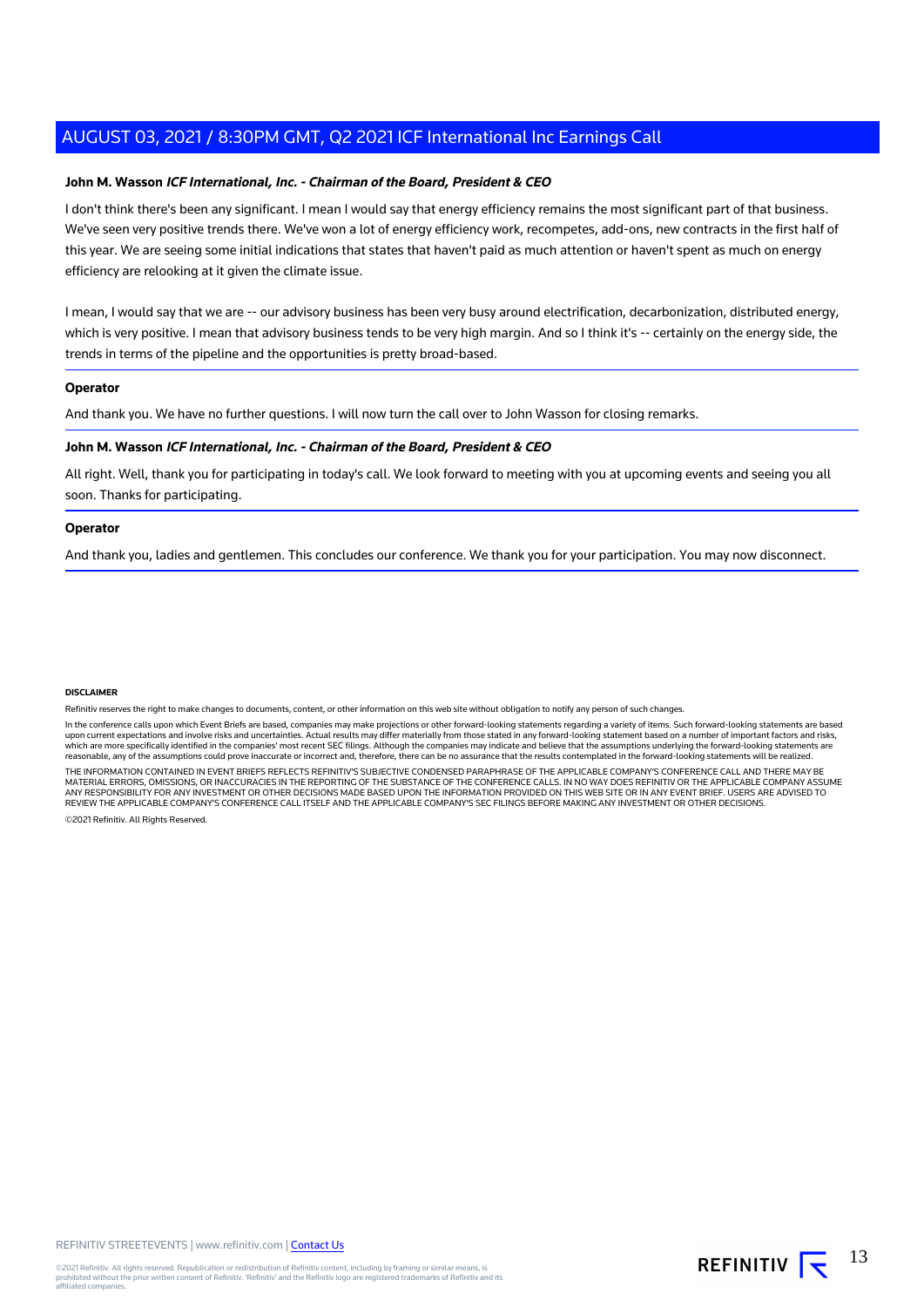**John M. Wasson** ***ICF International, Inc. - Chairman of the Board, President & CEO***

I don't think there's been any significant. I mean I would say that energy efficiency remains the most significant part of that business. We've seen very positive trends there. We've won a lot of energy efficiency work, recompetes, add-ons, new contracts in the first half of this year. We are seeing some initial indications that states that haven't paid as much attention or haven't spent as much on energy efficiency are relooking at it given the climate issue.

I mean, I would say that we are -- our advisory business has been very busy around electrification, decarbonization, distributed energy, which is very positive. I mean that advisory business tends to be very high margin. And so I think it's -- certainly on the energy side, the trends in terms of the pipeline and the opportunities is pretty broad-based.

**Operator**

And thank you. We have no further questions. I will now turn the call over to John Wasson for closing remarks.

**John M. Wasson** ***ICF International, Inc. - Chairman of the Board, President & CEO***

All right. Well, thank you for participating in today's call. We look forward to meeting with you at upcoming events and seeing you all soon. Thanks for participating.

**Operator**

And thank you, ladies and gentlemen. This concludes our conference. We thank you for your participation. You may now disconnect.

**DISCLAIMER**

Refinitiv reserves the right to make changes to documents, content, or other information on this web site without obligation to notify any person of such changes.

In the conference calls upon which Event Briefs are based, companies may make projections or other forward-looking statements regarding a variety of items. Such forward-looking statements are based upon current expectations and involve risks and uncertainties. Actual results may differ materially from those stated in any forward-looking statement based on a number of important factors and risks, which are more specifically identified in the companies' most recent SEC filings. Although the companies may indicate and believe that the assumptions underlying the forward-looking statements are reasonable, any of the assumptions could prove inaccurate or incorrect and, therefore, there can be no assurance that the results contemplated in the forward-looking statements will be realized.

THE INFORMATION CONTAINED IN EVENT BRIEFS REFLECTS REFINITIV'S SUBJECTIVE CONDENSED PARAPHRASE OF THE APPLICABLE COMPANY'S CONFERENCE CALL AND THERE MAY BE MATERIAL ERRORS, OMISSIONS, OR INACCURACIES IN THE REPORTING OF THE SUBSTANCE OF THE CONFERENCE CALLS. IN NO WAY DOES REFINITIV OR THE APPLICABLE COMPANY ASSUME ANY RESPONSIBILITY FOR ANY INVESTMENT OR OTHER DECISIONS MADE BASED UPON THE INFORMATION PROVIDED ON THIS WEB SITE OR IN ANY EVENT BRIEF. USERS ARE ADVISED TO REVIEW THE APPLICABLE COMPANY'S CONFERENCE CALL ITSELF AND THE APPLICABLE COMPANY'S SEC FILINGS BEFORE MAKING ANY INVESTMENT OR OTHER DECISIONS.

©2021 Refinitiv. All Rights Reserved.